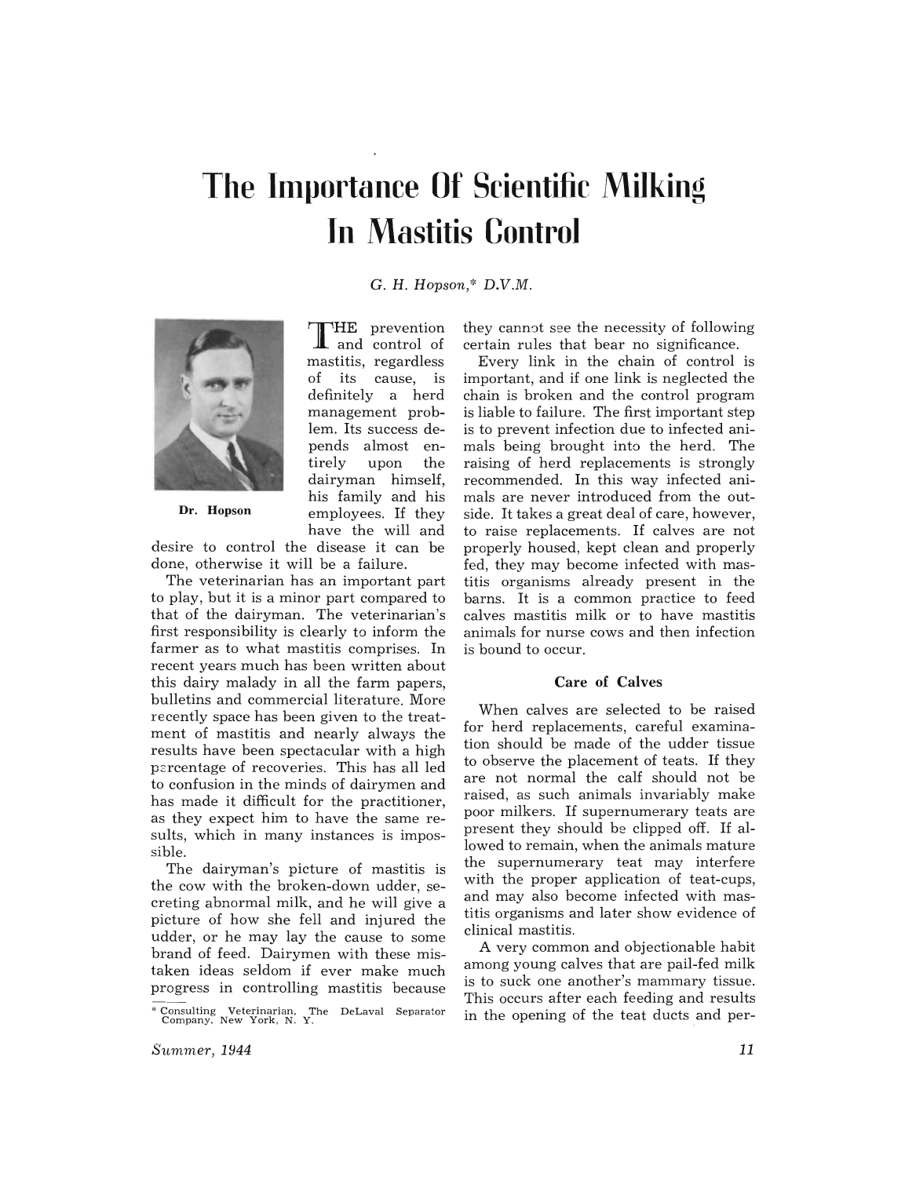# The Importance Of Scientific Milking In Mastitis Control

G. H. Hopson,* D.V.M.

Dr. Hopson

THE prevention and control of mastitis, regardless of its cause, is definitely a herd management problem. Its success depends almost entirely upon the dairyman himself, his family and his employees. If they have the will and desire to control the disease it can be done, otherwise it will be a failure.

The veterinarian has an important part to play, but it is a minor part compared to that of the dairyman. The veterinarian's first responsibility is clearly to inform the farmer as to what mastitis comprises. In recent years much has been written about this dairy malady in all the farm papers, bulletins and commercial literature. More recently space has been given to the treatment of mastitis and nearly always the results have been spectacular with a high percentage of recoveries. This has all led to confusion in the minds of dairymen and has made it difficult for the practitioner, as they expect him to have the same results, which in many instances is impossible.

The dairyman's picture of mastitis is the cow with the broken-down udder, secreting abnormal milk, and he will give a picture of how she fell and injured the udder, or he may lay the cause to some brand of feed. Dairymen with these mistaken ideas seldom if ever make much progress in controlling mastitis because they cannot see the necessity of following certain rules that bear no significance.

Every link in the chain of control is important, and if one link is neglected the chain is broken and the control program is liable to failure. The first important step is to prevent infection due to infected animals being brought into the herd. The raising of herd replacements is strongly recommended. In this way infected animals are never introduced from the outside. It takes a great deal of care, however, to raise replacements. If calves are not properly housed, kept clean and properly fed, they may become infected with mastitis organisms already present in the barns. It is a common practice to feed calves mastitis milk or to have mastitis animals for nurse cows and then infection is bound to occur.

### Care of Calves

When calves are selected to be raised for herd replacements, careful examination should be made of the udder tissue to observe the placement of teats. If they are not normal the calf should not be raised, as such animals invariably make poor milkers. If supernumerary teats are present they should be clipped off. If allowed to remain, when the animals mature the supernumerary teat may interfere with the proper application of teat-cups, and may also become infected with mastitis organisms and later show evidence of clinical mastitis.

A very common and objectionable habit among young calves that are pail-fed milk is to suck one another's mammary tissue. This occurs after each feeding and results in the opening of the teat ducts and per-

* Consulting Veterinarian, The DeLaval Separator Company, New York, N. Y.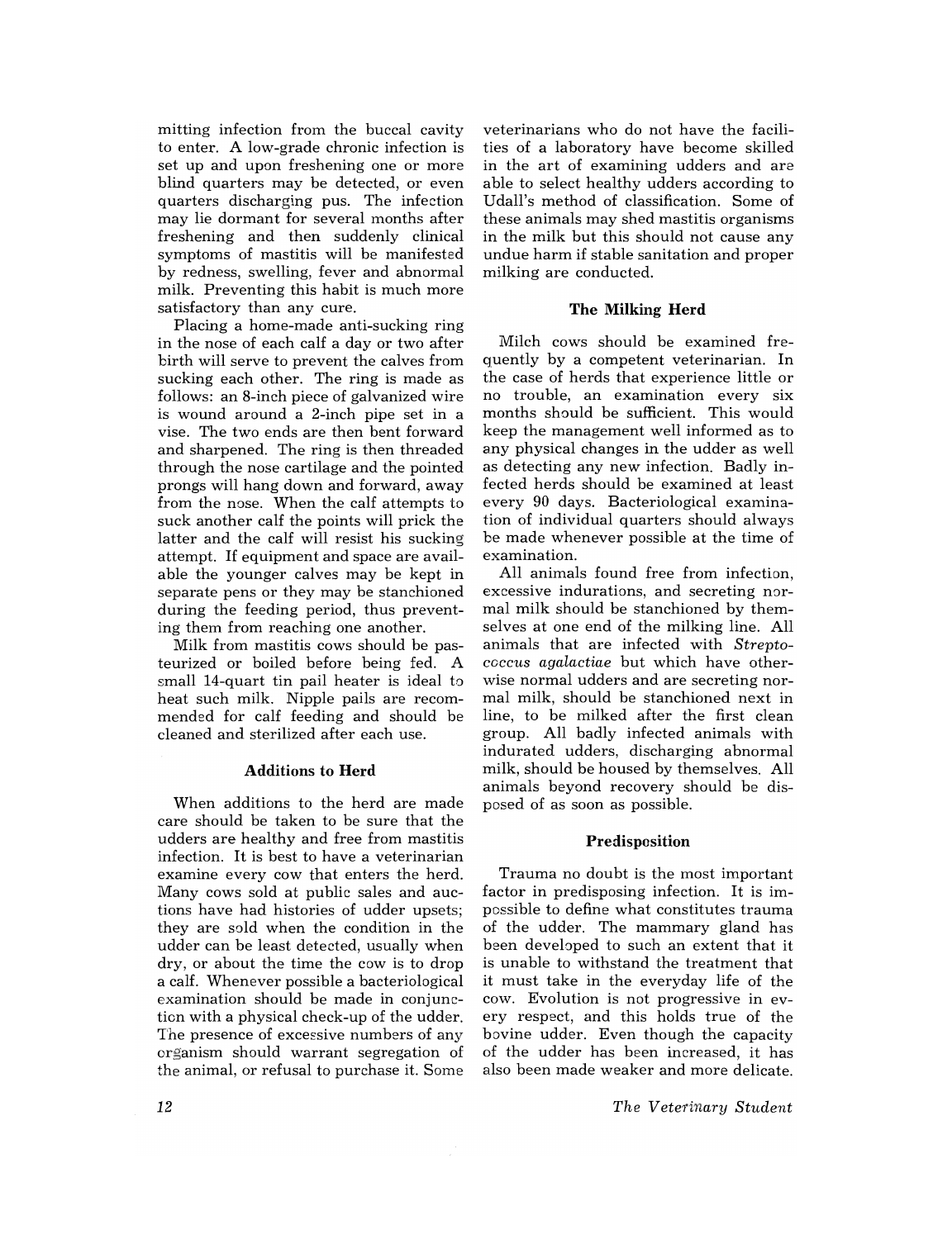mitting infection from the buccal cavity to enter. A low-grade chronic infection is set up and upon freshening one or more blind quarters may be detected, or even quarters discharging pus. The infection may lie dormant for several months after freshening and then suddenly clinical symptoms of mastitis will be manifested by redness, swelling, fever and abnormal milk. Preventing this habit is much more satisfactory than any cure.

Placing a home-made anti-sucking ring in the nose of each calf a day or two after birth will serve to prevent the calves from sucking each other. The ring is made as follows: an 8-inch piece of galvanized wire is wound around a 2-inch pipe set in a vise. The two ends are then bent forward and sharpened. The ring is then threaded through the nose cartilage and the pointed prongs will hang down and forward, away from the nose. When the calf attempts to suck another calf the points will prick the latter and the calf will resist his sucking attempt. If equipment and space are available the younger calves may be kept in separate pens or they may be stanchioned during the feeding period, thus preventing them from reaching one another.

Milk from mastitis cows should be pasteurized or boiled before being fed. A small 14-quart tin pail heater is ideal to heat such milk. Nipple pails are recommended for calf feeding and should be cleaned and sterilized after each use.

### Additions to Herd

When additions to the herd are made care should be taken to be sure that the udders are healthy and free from mastitis infection. It is best to have a veterinarian examine every cow that enters the herd. Many cows sold at public sales and auctions have had histories of udder upsets; they are sold when the condition in the udder can be least detected, usually when dry, or about the time the cow is to drop a calf. Whenever possible a bacteriological examination should be made in conjunction with a physical check-up of the udder. The presence of excessive numbers of any organism should warrant segregation of the animal, or refusal to purchase it. Some veterinarians who do not have the facilities of a laboratory have become skilled in the art of examining udders and are able to select healthy udders according to Udall's method of classification. Some of these animals may shed mastitis organisms in the milk but this should not cause any undue harm if stable sanitation and proper milking are conducted.

### The Milking Herd

Milch cows should be examined frequently by a competent veterinarian. In the case of herds that experience little or no trouble, an examination every six months should be sufficient. This would keep the management well informed as to any physical changes in the udder as well as detecting any new infection. Badly infected herds should be examined at least every 90 days. Bacteriological examination of individual quarters should always be made whenever possible at the time of examination.

All animals found free from infection, excessive indurations, and secreting normal milk should be stanchioned by themselves at one end of the milking line. All animals that are infected with *Streptococcus agalactiae* but which have otherwise normal udders and are secreting normal milk, should be stanchioned next in line, to be milked after the first clean group. All badly infected animals with indurated udders, discharging abnormal milk, should be housed by themselves. All animals beyond recovery should be disposed of as soon as possible.

### Predisposition

Trauma no doubt is the most important factor in predisposing infection. It is impossible to define what constitutes trauma of the udder. The mammary gland has been developed to such an extent that it is unable to withstand the treatment that it must take in the everyday life of the cow. Evolution is not progressive in every respect, and this holds true of the bovine udder. Even though the capacity of the udder has been increased, it has also been made weaker and more delicate.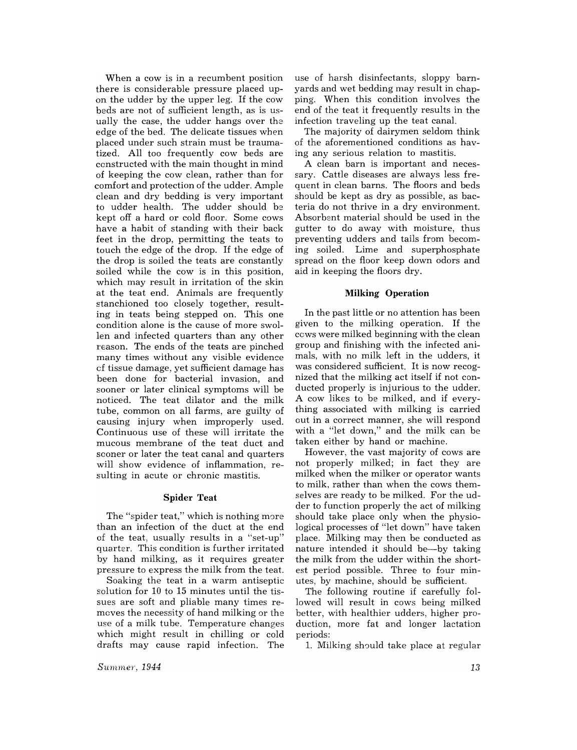When a cow is in a recumbent position there is considerable pressure placed upon the udder by the upper leg. If the cow beds are not of sufficient length, as is usually the case, the udder hangs over the edge of the bed. The delicate tissues when placed under such strain must be traumatized. All too frequently cow beds are constructed with the main thought in mind of keeping the cow clean, rather than for comfort and protection of the udder. Ample clean and dry bedding is very important to udder health. The udder should be kept off a hard or cold floor. Some cows have a habit of standing with their back feet in the drop, permitting the teats to touch the edge of the drop. If the edge of the drop is soiled the teats are constantly soiled while the cow is in this position, which may result in irritation of the skin at the teat end. Animals are frequently stanchioned too closely together, resulting in teats being stepped on. This one condition alone is the cause of more swollen and infected quarters than any other reason. The ends of the teats are pinched many times without any visible evidence of tissue damage, yet sufficient damage has been done for bacterial invasion, and sooner or later clinical symptoms will be noticed. The teat dilator and the milk tube, common on all farms, are guilty of causing injury when improperly used. Continuous use of these will irritate the mucous membrane of the teat duct and sooner or later the teat canal and quarters will show evidence of inflammation, resulting in acute or chronic mastitis.

### Spider Teat

The "spider teat," which is nothing more than an infection of the duct at the end of the teat, usually results in a "set-up" quarter. This condition is further irritated by hand milking, as it requires greater pressure to express the milk from the teat.

Soaking the teat in a warm antiseptic solution for 10 to 15 minutes until the tissues are soft and pliable many times removes the necessity of hand milking or the use of a milk tube. Temperature changes which might result in chilling or cold drafts may cause rapid infection. The use of harsh disinfectants, sloppy barnyards and wet bedding may result in chapping. When this condition involves the end of the teat it frequently results in the infection traveling up the teat canal.

The majority of dairymen seldom think of the aforementioned conditions as having any serious relation to mastitis.

A clean barn is important and necessary. Cattle diseases are always less frequent in clean barns. The floors and beds should be kept as dry as possible, as bacteria do not thrive in a dry environment. Absorbent material should be used in the gutter to do away with moisture, thus preventing udders and tails from becoming soiled. Lime and superphosphate spread on the floor keep down odors and aid in keeping the floors dry.

### Milking Operation

In the past little or no attention has been given to the milking operation. If the cows were milked beginning with the clean group and finishing with the infected animals, with no milk left in the udders, it was considered sufficient. It is now recognized that the milking act itself if not conducted properly is injurious to the udder. A cow likes to be milked, and if everything associated with milking is carried out in a correct manner, she will respond with a "let down," and the milk can be taken either by hand or machine.

However, the vast majority of cows are not properly milked; in fact they are milked when the milker or operator wants to milk, rather than when the cows themselves are ready to be milked. For the udder to function properly the act of milking should take place only when the physiological processes of "let down" have taken place. Milking may then be conducted as nature intended it should be—by taking the milk from the udder within the shortest period possible. Three to four minutes, by machine, should be sufficient.

The following routine if carefully followed will result in cows being milked better, with healthier udders, higher production, more fat and longer lactation periods:

1. Milking should take place at regular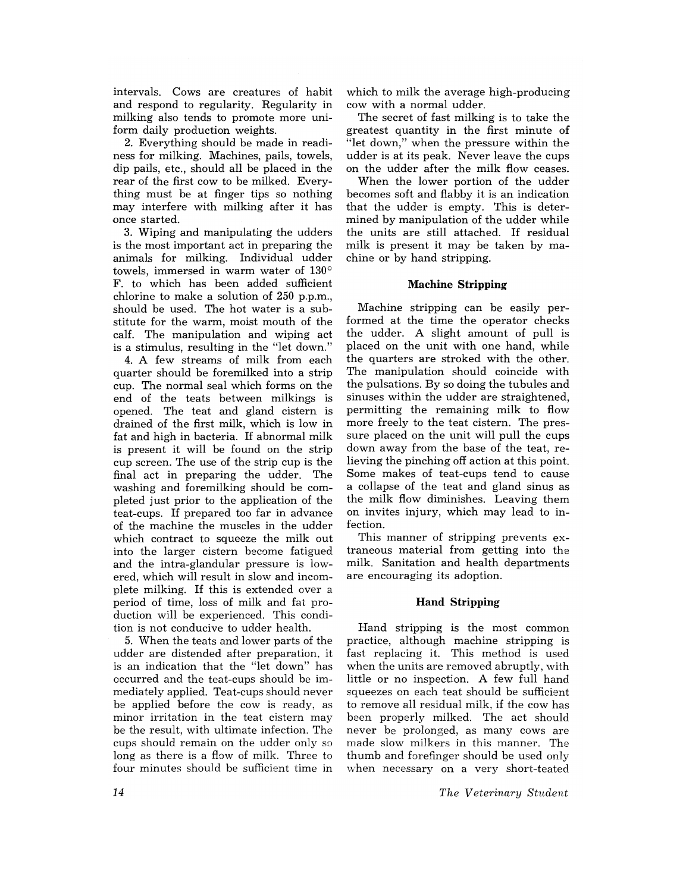intervals. Cows are creatures of habit and respond to regularity. Regularity in milking also tends to promote more uniform daily production weights.

2. Everything should be made in readiness for milking. Machines, pails, towels, dip pails, etc., should all be placed in the rear of the first cow to be milked. Everything must be at finger tips so nothing may interfere with milking after it has once started.

3. Wiping and manipulating the udders is the most important act in preparing the animals for milking. Individual udder towels, immersed in warm water of 130° F. to which has been added sufficient chlorine to make a solution of 250 p.p.m., should be used. The hot water is a substitute for the warm, moist mouth of the calf. The manipulation and wiping act is a stimulus, resulting in the "let down."

4. A few streams of milk from each quarter should be foremilked into a strip cup. The normal seal which forms on the end of the teats between milkings is opened. The teat and gland cistern is drained of the first milk, which is low in fat and high in bacteria. If abnormal milk is present it will be found on the strip cup screen. The use of the strip cup is the final act in preparing the udder. The washing and foremilking should be completed just prior to the application of the teat-cups. If prepared too far in advance of the machine the muscles in the udder which contract to squeeze the milk out into the larger cistern become fatigued and the intra-glandular pressure is lowered, which will result in slow and incomplete milking. If this is extended over a period of time, loss of milk and fat production will be experienced. This condition is not conducive to udder health.

5. When the teats and lower parts of the udder are distended after preparation, it is an indication that the "let down" has occurred and the teat-cups should be immediately applied. Teat-cups should never be applied before the cow is ready, as minor irritation in the teat cistern may be the result, with ultimate infection. The cups should remain on the udder only so long as there is a flow of milk. Three to four minutes should be sufficient time in which to milk the average high-producing cow with a normal udder.

The secret of fast milking is to take the greatest quantity in the first minute of "let down," when the pressure within the udder is at its peak. Never leave the cups on the udder after the milk flow ceases.

When the lower portion of the udder becomes soft and flabby it is an indication that the udder is empty. This is determined by manipulation of the udder while the units are still attached. If residual milk is present it may be taken by machine or by hand stripping.

### Machine Stripping

Machine stripping can be easily performed at the time the operator checks the udder. A slight amount of pull is placed on the unit with one hand, while the quarters are stroked with the other. The manipulation should coincide with the pulsations. By so doing the tubules and sinuses within the udder are straightened, permitting the remaining milk to flow more freely to the teat cistern. The pressure placed on the unit will pull the cups down away from the base of the teat, relieving the pinching off action at this point. Some makes of teat-cups tend to cause a collapse of the teat and gland sinus as the milk flow diminishes. Leaving them on invites injury, which may lead to infection.

This manner of stripping prevents extraneous material from getting into the milk. Sanitation and health departments are encouraging its adoption.

### Hand Stripping

Hand stripping is the most common practice, although machine stripping is fast replacing it. This method is used when the units are removed abruptly, with little or no inspection. A few full hand squeezes on each teat should be sufficient to remove all residual milk, if the cow has been properly milked. The act should never be prolonged, as many cows are made slow milkers in this manner. The thumb and forefinger should be used only when necessary on a very short-teated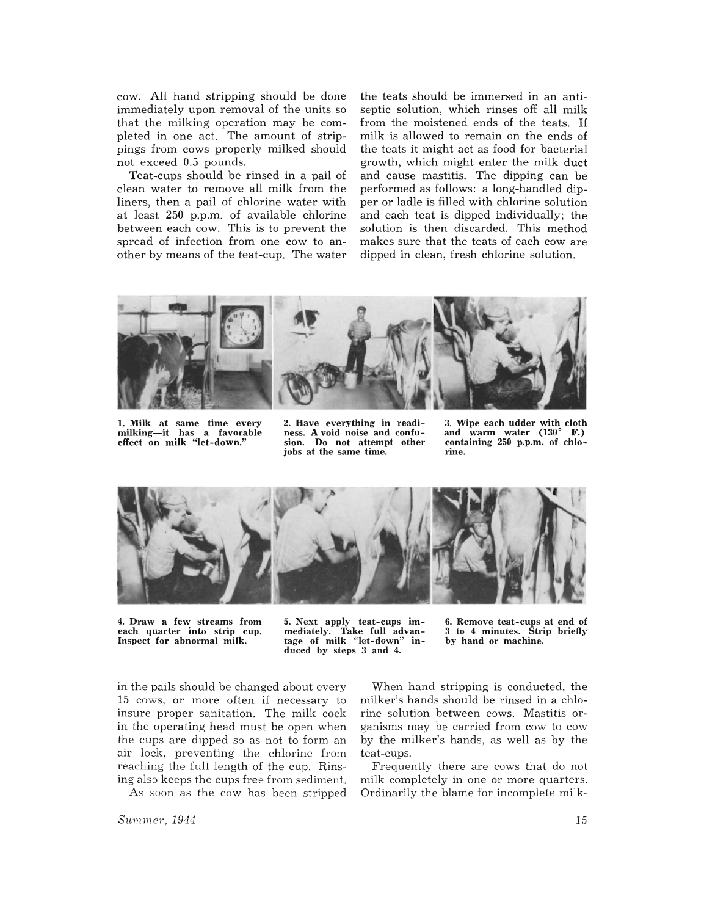cow. All hand stripping should be done immediately upon removal of the units so that the milking operation may be completed in one act. The amount of strippings from cows properly milked should not exceed 0.5 pounds.

Teat-cups should be rinsed in a pail of clean water to remove all milk from the liners, then a pail of chlorine water with at least 250 p.p.m. of available chlorine between each cow. This is to prevent the spread of infection from one cow to another by means of the teat-cup. The water in the pails should be changed about every 15 cows, or more often if necessary to insure proper sanitation. The milk cock in the operating head must be open when the cups are dipped so as not to form an air lock, preventing the chlorine from reaching the full length of the cup. Rinsing also keeps the cups free from sediment.

As soon as the cow has been stripped the teats should be immersed in an antiseptic solution, which rinses off all milk from the moistened ends of the teats. If milk is allowed to remain on the ends of the teats it might act as food for bacterial growth, which might enter the milk duct and cause mastitis. The dipping can be performed as follows: a long-handled dipper or ladle is filled with chlorine solution and each teat is dipped individually; the solution is then discarded. This method makes sure that the teats of each cow are dipped in clean, fresh chlorine solution.

**1. Milk at same time every milking—it has a favorable effect on milk "let-down."**

**2. Have everything in readiness. Avoid noise and confusion. Do not attempt other jobs at the same time.**

**3. Wipe each udder with cloth and warm water (130° F.) containing 250 p.p.m. of chlorine.**

**4. Draw a few streams from each quarter into strip cup. Inspect for abnormal milk.**

**5. Next apply teat-cups immediately. Take full advantage of milk "let-down" induced by steps 3 and 4.**

**6. Remove teat-cups at end of 3 to 4 minutes. Strip briefly by hand or machine.**

When hand stripping is conducted, the milker's hands should be rinsed in a chlorine solution between cows. Mastitis organisms may be carried from cow to cow by the milker's hands, as well as by the teat-cups.

Frequently there are cows that do not milk completely in one or more quarters. Ordinarily the blame for incomplete milk-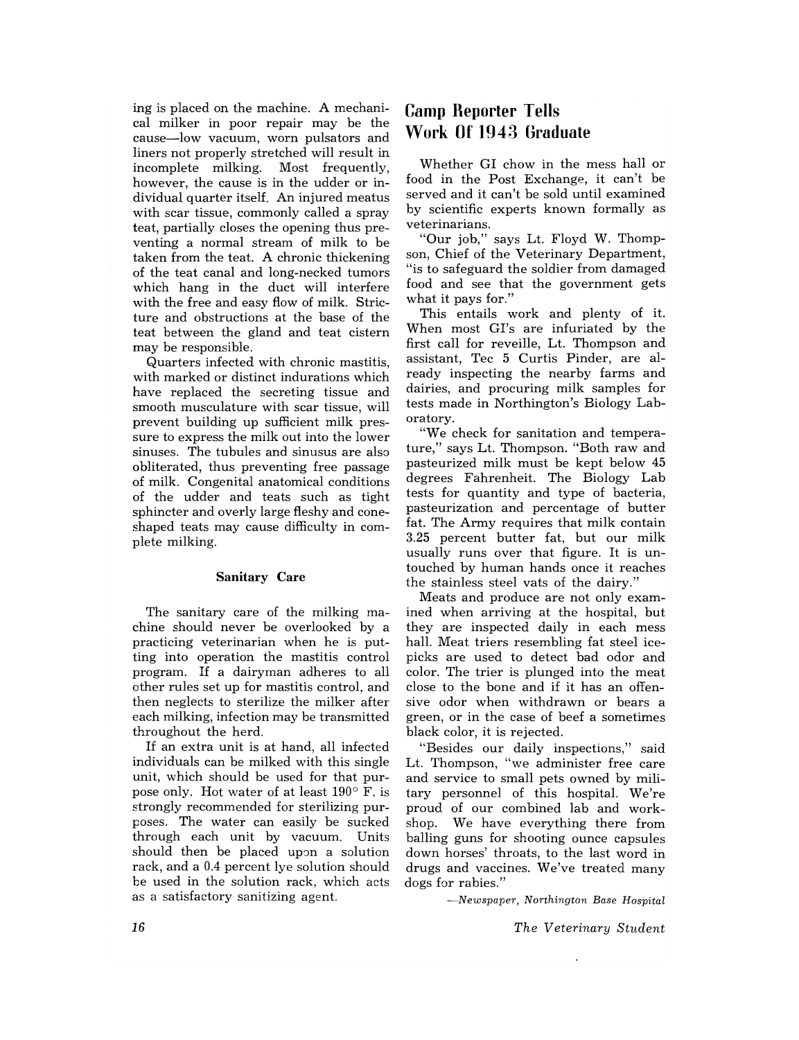ing is placed on the machine. A mechanical milker in poor repair may be the cause—low vacuum, worn pulsators and liners not properly stretched will result in incomplete milking. Most frequently, however, the cause is in the udder or individual quarter itself. An injured meatus with scar tissue, commonly called a spray teat, partially closes the opening thus preventing a normal stream of milk to be taken from the teat. A chronic thickening of the teat canal and long-necked tumors which hang in the duct will interfere with the free and easy flow of milk. Stricture and obstructions at the base of the teat between the gland and teat cistern may be responsible.

Quarters infected with chronic mastitis, with marked or distinct indurations which have replaced the secreting tissue and smooth musculature with scar tissue, will prevent building up sufficient milk pressure to express the milk out into the lower sinuses. The tubules and sinusus are also obliterated, thus preventing free passage of milk. Congenital anatomical conditions of the udder and teats such as tight sphincter and overly large fleshy and cone-shaped teats may cause difficulty in complete milking.

### Sanitary Care

The sanitary care of the milking machine should never be overlooked by a practicing veterinarian when he is putting into operation the mastitis control program. If a dairyman adheres to all other rules set up for mastitis control, and then neglects to sterilize the milker after each milking, infection may be transmitted throughout the herd.

If an extra unit is at hand, all infected individuals can be milked with this single unit, which should be used for that purpose only. Hot water of at least 190° F. is strongly recommended for sterilizing purposes. The water can easily be sucked through each unit by vacuum. Units should then be placed upon a solution rack, and a 0.4 percent lye solution should be used in the solution rack, which acts as a satisfactory sanitizing agent.

## Camp Reporter Tells Work Of 1943 Graduate

Whether GI chow in the mess hall or food in the Post Exchange, it can't be served and it can't be sold until examined by scientific experts known formally as veterinarians.

"Our job," says Lt. Floyd W. Thompson, Chief of the Veterinary Department, "is to safeguard the soldier from damaged food and see that the government gets what it pays for."

This entails work and plenty of it. When most GI's are infuriated by the first call for reveille, Lt. Thompson and assistant, Tec 5 Curtis Pinder, are already inspecting the nearby farms and dairies, and procuring milk samples for tests made in Northington's Biology Laboratory.

"We check for sanitation and temperature," says Lt. Thompson. "Both raw and pasteurized milk must be kept below 45 degrees Fahrenheit. The Biology Lab tests for quantity and type of bacteria, pasteurization and percentage of butter fat. The Army requires that milk contain 3.25 percent butter fat, but our milk usually runs over that figure. It is untouched by human hands once it reaches the stainless steel vats of the dairy."

Meats and produce are not only examined when arriving at the hospital, but they are inspected daily in each mess hall. Meat triers resembling fat steel ice-picks are used to detect bad odor and color. The trier is plunged into the meat close to the bone and if it has an offensive odor when withdrawn or bears a green, or in the case of beef a sometimes black color, it is rejected.

"Besides our daily inspections," said Lt. Thompson, "we administer free care and service to small pets owned by military personnel of this hospital. We're proud of our combined lab and workshop. We have everything there from balling guns for shooting ounce capsules down horses' throats, to the last word in drugs and vaccines. We've treated many dogs for rabies."

*—Newspaper, Northington Base Hospital*